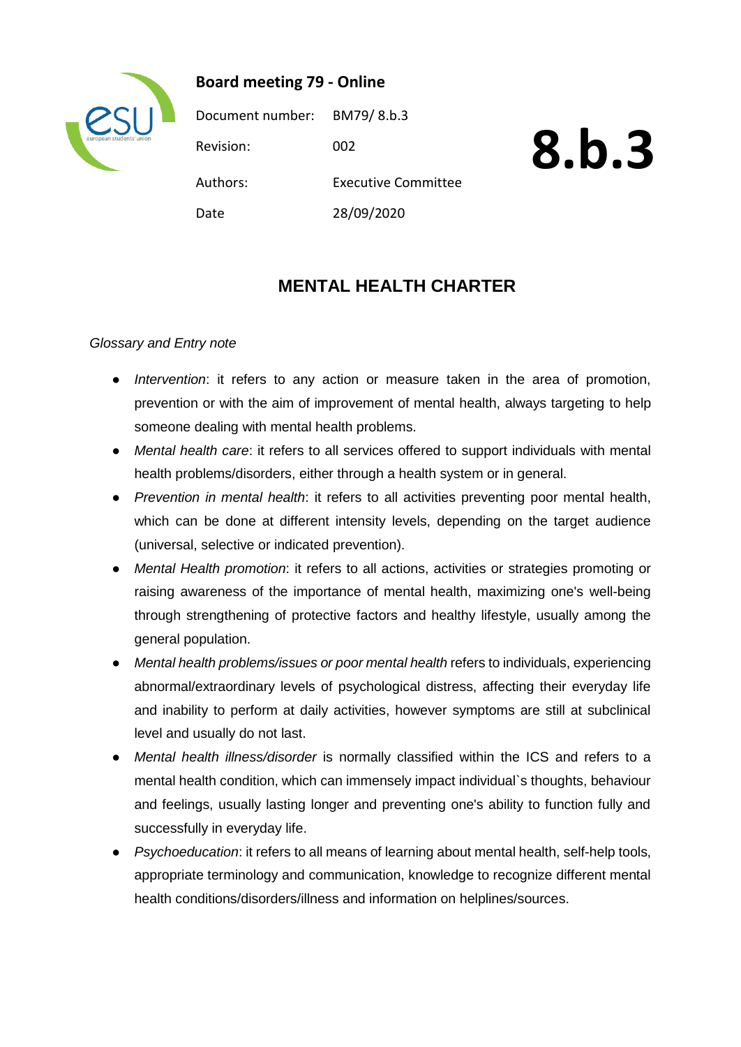**Board meeting 79 - Online**

| | |
|---|---|
| Document number: | BM79/ 8.b.3 |
| Revision: | 002 |
| Authors: | Executive Committee |
| Date | 28/09/2020 |

# 8.b.3

## MENTAL HEALTH CHARTER

*Glossary and Entry note*

- *Intervention*: it refers to any action or measure taken in the area of promotion, prevention or with the aim of improvement of mental health, always targeting to help someone dealing with mental health problems.
- *Mental health care*: it refers to all services offered to support individuals with mental health problems/disorders, either through a health system or in general.
- *Prevention in mental health*: it refers to all activities preventing poor mental health, which can be done at different intensity levels, depending on the target audience (universal, selective or indicated prevention).
- *Mental Health promotion*: it refers to all actions, activities or strategies promoting or raising awareness of the importance of mental health, maximizing one's well-being through strengthening of protective factors and healthy lifestyle, usually among the general population.
- *Mental health problems/issues or poor mental health* refers to individuals, experiencing abnormal/extraordinary levels of psychological distress, affecting their everyday life and inability to perform at daily activities, however symptoms are still at subclinical level and usually do not last.
- *Mental health illness/disorder* is normally classified within the ICS and refers to a mental health condition, which can immensely impact individual`s thoughts, behaviour and feelings, usually lasting longer and preventing one's ability to function fully and successfully in everyday life.
- *Psychoeducation*: it refers to all means of learning about mental health, self-help tools, appropriate terminology and communication, knowledge to recognize different mental health conditions/disorders/illness and information on helplines/sources.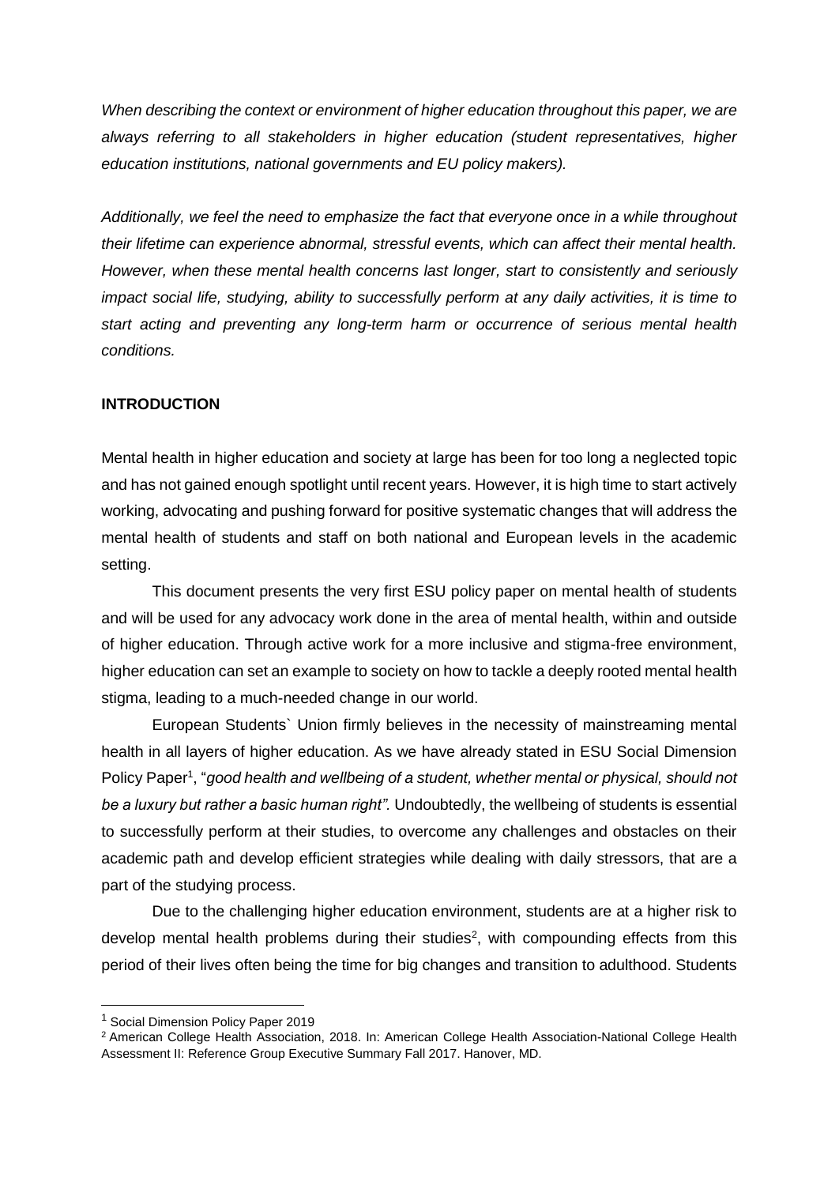*When describing the context or environment of higher education throughout this paper, we are always referring to all stakeholders in higher education (student representatives, higher education institutions, national governments and EU policy makers).*

*Additionally, we feel the need to emphasize the fact that everyone once in a while throughout their lifetime can experience abnormal, stressful events, which can affect their mental health. However, when these mental health concerns last longer, start to consistently and seriously impact social life, studying, ability to successfully perform at any daily activities, it is time to start acting and preventing any long-term harm or occurrence of serious mental health conditions.*

## INTRODUCTION

Mental health in higher education and society at large has been for too long a neglected topic and has not gained enough spotlight until recent years. However, it is high time to start actively working, advocating and pushing forward for positive systematic changes that will address the mental health of students and staff on both national and European levels in the academic setting.

This document presents the very first ESU policy paper on mental health of students and will be used for any advocacy work done in the area of mental health, within and outside of higher education. Through active work for a more inclusive and stigma-free environment, higher education can set an example to society on how to tackle a deeply rooted mental health stigma, leading to a much-needed change in our world.

European Students` Union firmly believes in the necessity of mainstreaming mental health in all layers of higher education. As we have already stated in ESU Social Dimension Policy Paper[1], "*good health and wellbeing of a student, whether mental or physical, should not be a luxury but rather a basic human right".* Undoubtedly, the wellbeing of students is essential to successfully perform at their studies, to overcome any challenges and obstacles on their academic path and develop efficient strategies while dealing with daily stressors, that are a part of the studying process.

Due to the challenging higher education environment, students are at a higher risk to develop mental health problems during their studies[2], with compounding effects from this period of their lives often being the time for big changes and transition to adulthood. Students

---

[1] Social Dimension Policy Paper 2019

[2] American College Health Association, 2018. In: American College Health Association-National College Health Assessment II: Reference Group Executive Summary Fall 2017. Hanover, MD.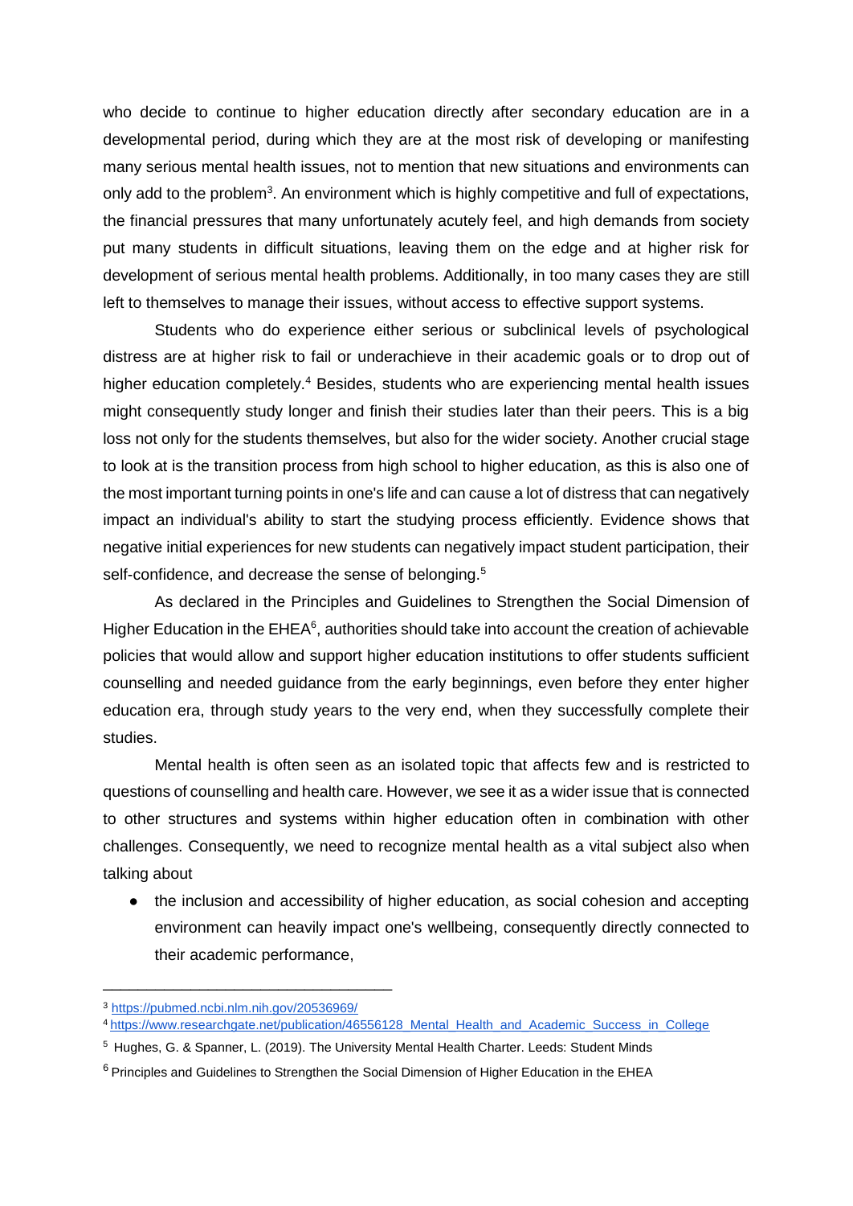who decide to continue to higher education directly after secondary education are in a developmental period, during which they are at the most risk of developing or manifesting many serious mental health issues, not to mention that new situations and environments can only add to the problem[3]. An environment which is highly competitive and full of expectations, the financial pressures that many unfortunately acutely feel, and high demands from society put many students in difficult situations, leaving them on the edge and at higher risk for development of serious mental health problems. Additionally, in too many cases they are still left to themselves to manage their issues, without access to effective support systems.

Students who do experience either serious or subclinical levels of psychological distress are at higher risk to fail or underachieve in their academic goals or to drop out of higher education completely.[4] Besides, students who are experiencing mental health issues might consequently study longer and finish their studies later than their peers. This is a big loss not only for the students themselves, but also for the wider society. Another crucial stage to look at is the transition process from high school to higher education, as this is also one of the most important turning points in one's life and can cause a lot of distress that can negatively impact an individual's ability to start the studying process efficiently. Evidence shows that negative initial experiences for new students can negatively impact student participation, their self-confidence, and decrease the sense of belonging.[5]

As declared in the Principles and Guidelines to Strengthen the Social Dimension of Higher Education in the EHEA[6], authorities should take into account the creation of achievable policies that would allow and support higher education institutions to offer students sufficient counselling and needed guidance from the early beginnings, even before they enter higher education era, through study years to the very end, when they successfully complete their studies.

Mental health is often seen as an isolated topic that affects few and is restricted to questions of counselling and health care. However, we see it as a wider issue that is connected to other structures and systems within higher education often in combination with other challenges. Consequently, we need to recognize mental health as a vital subject also when talking about

- the inclusion and accessibility of higher education, as social cohesion and accepting environment can heavily impact one's wellbeing, consequently directly connected to their academic performance,

---

[3] https://pubmed.ncbi.nlm.nih.gov/20536969/

[4] https://www.researchgate.net/publication/46556128_Mental_Health_and_Academic_Success_in_College

[5] Hughes, G. & Spanner, L. (2019). The University Mental Health Charter. Leeds: Student Minds

[6] Principles and Guidelines to Strengthen the Social Dimension of Higher Education in the EHEA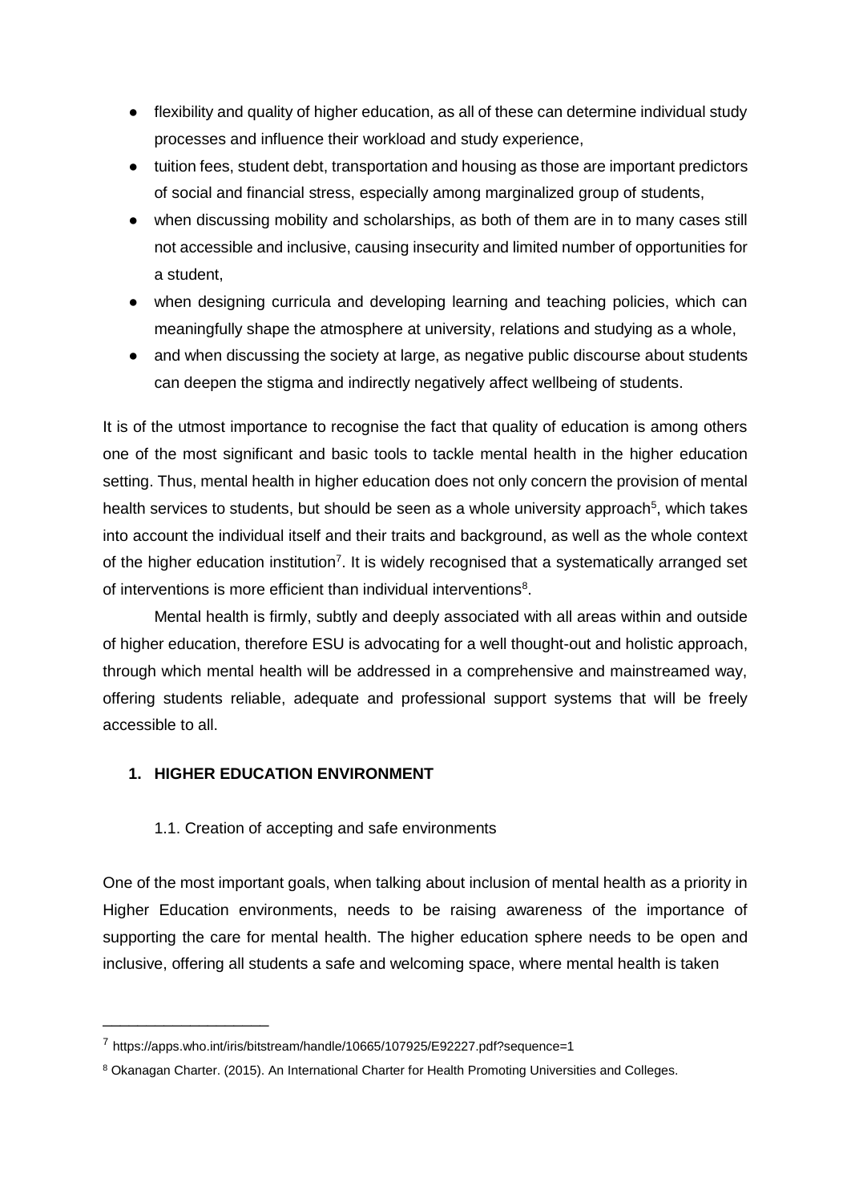- flexibility and quality of higher education, as all of these can determine individual study processes and influence their workload and study experience,
- tuition fees, student debt, transportation and housing as those are important predictors of social and financial stress, especially among marginalized group of students,
- when discussing mobility and scholarships, as both of them are in to many cases still not accessible and inclusive, causing insecurity and limited number of opportunities for a student,
- when designing curricula and developing learning and teaching policies, which can meaningfully shape the atmosphere at university, relations and studying as a whole,
- and when discussing the society at large, as negative public discourse about students can deepen the stigma and indirectly negatively affect wellbeing of students.

It is of the utmost importance to recognise the fact that quality of education is among others one of the most significant and basic tools to tackle mental health in the higher education setting. Thus, mental health in higher education does not only concern the provision of mental health services to students, but should be seen as a whole university approach[5], which takes into account the individual itself and their traits and background, as well as the whole context of the higher education institution[7]. It is widely recognised that a systematically arranged set of interventions is more efficient than individual interventions[8].

Mental health is firmly, subtly and deeply associated with all areas within and outside of higher education, therefore ESU is advocating for a well thought-out and holistic approach, through which mental health will be addressed in a comprehensive and mainstreamed way, offering students reliable, adequate and professional support systems that will be freely accessible to all.

## 1. HIGHER EDUCATION ENVIRONMENT

### 1.1. Creation of accepting and safe environments

One of the most important goals, when talking about inclusion of mental health as a priority in Higher Education environments, needs to be raising awareness of the importance of supporting the care for mental health. The higher education sphere needs to be open and inclusive, offering all students a safe and welcoming space, where mental health is taken

---

[7] https://apps.who.int/iris/bitstream/handle/10665/107925/E92227.pdf?sequence=1

[8] Okanagan Charter. (2015). An International Charter for Health Promoting Universities and Colleges.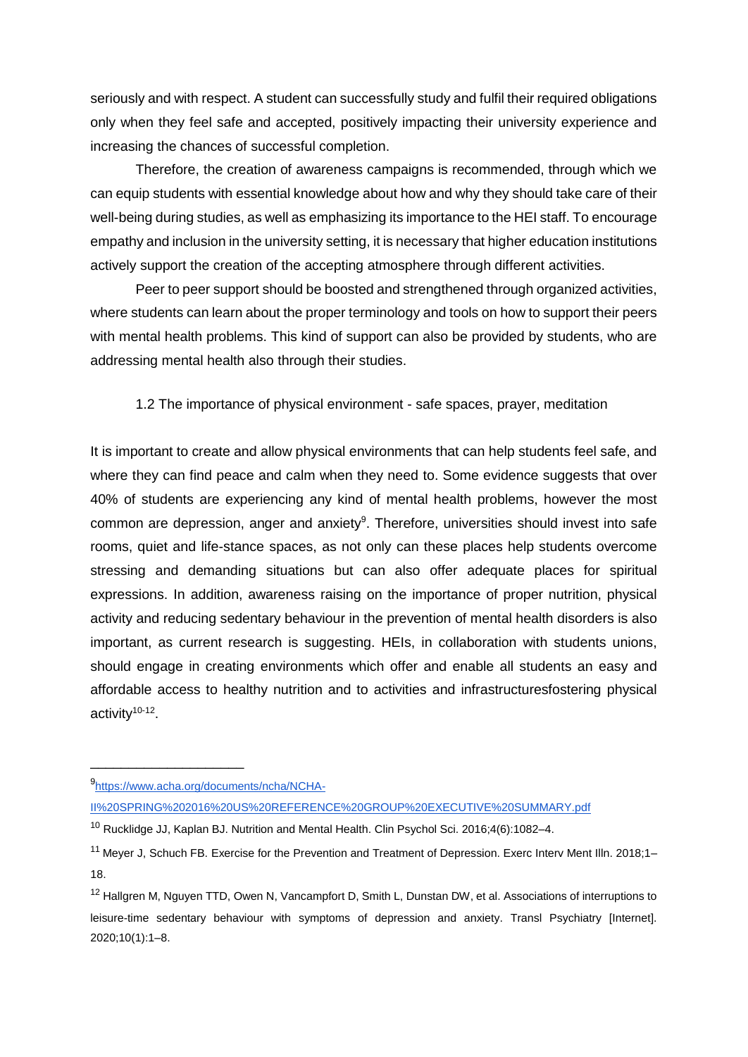seriously and with respect. A student can successfully study and fulfil their required obligations only when they feel safe and accepted, positively impacting their university experience and increasing the chances of successful completion.

Therefore, the creation of awareness campaigns is recommended, through which we can equip students with essential knowledge about how and why they should take care of their well-being during studies, as well as emphasizing its importance to the HEI staff. To encourage empathy and inclusion in the university setting, it is necessary that higher education institutions actively support the creation of the accepting atmosphere through different activities.

Peer to peer support should be boosted and strengthened through organized activities, where students can learn about the proper terminology and tools on how to support their peers with mental health problems. This kind of support can also be provided by students, who are addressing mental health also through their studies.

### 1.2 The importance of physical environment - safe spaces, prayer, meditation

It is important to create and allow physical environments that can help students feel safe, and where they can find peace and calm when they need to. Some evidence suggests that over 40% of students are experiencing any kind of mental health problems, however the most common are depression, anger and anxiety[9]. Therefore, universities should invest into safe rooms, quiet and life-stance spaces, as not only can these places help students overcome stressing and demanding situations but can also offer adequate places for spiritual expressions. In addition, awareness raising on the importance of proper nutrition, physical activity and reducing sedentary behaviour in the prevention of mental health disorders is also important, as current research is suggesting. HEIs, in collaboration with students unions, should engage in creating environments which offer and enable all students an easy and affordable access to healthy nutrition and to activities and infrastructuresfostering physical activity[10-12].

---

[9] https://www.acha.org/documents/ncha/NCHA-II%20SPRING%202016%20US%20REFERENCE%20GROUP%20EXECUTIVE%20SUMMARY.pdf

[10] Rucklidge JJ, Kaplan BJ. Nutrition and Mental Health. Clin Psychol Sci. 2016;4(6):1082–4.

[11] Meyer J, Schuch FB. Exercise for the Prevention and Treatment of Depression. Exerc Interv Ment Illn. 2018;1–18.

[12] Hallgren M, Nguyen TTD, Owen N, Vancampfort D, Smith L, Dunstan DW, et al. Associations of interruptions to leisure-time sedentary behaviour with symptoms of depression and anxiety. Transl Psychiatry [Internet]. 2020;10(1):1–8.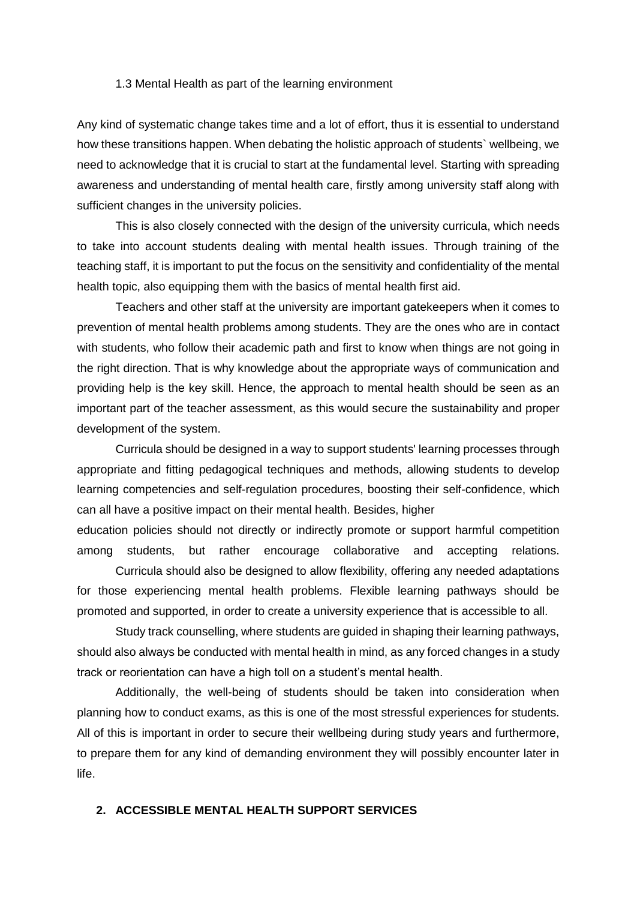### 1.3 Mental Health as part of the learning environment

Any kind of systematic change takes time and a lot of effort, thus it is essential to understand how these transitions happen. When debating the holistic approach of students` wellbeing, we need to acknowledge that it is crucial to start at the fundamental level. Starting with spreading awareness and understanding of mental health care, firstly among university staff along with sufficient changes in the university policies.

This is also closely connected with the design of the university curricula, which needs to take into account students dealing with mental health issues. Through training of the teaching staff, it is important to put the focus on the sensitivity and confidentiality of the mental health topic, also equipping them with the basics of mental health first aid.

Teachers and other staff at the university are important gatekeepers when it comes to prevention of mental health problems among students. They are the ones who are in contact with students, who follow their academic path and first to know when things are not going in the right direction. That is why knowledge about the appropriate ways of communication and providing help is the key skill. Hence, the approach to mental health should be seen as an important part of the teacher assessment, as this would secure the sustainability and proper development of the system.

Curricula should be designed in a way to support students' learning processes through appropriate and fitting pedagogical techniques and methods, allowing students to develop learning competencies and self-regulation procedures, boosting their self-confidence, which can all have a positive impact on their mental health. Besides, higher education policies should not directly or indirectly promote or support harmful competition among students, but rather encourage collaborative and accepting relations.

Curricula should also be designed to allow flexibility, offering any needed adaptations for those experiencing mental health problems. Flexible learning pathways should be promoted and supported, in order to create a university experience that is accessible to all.

Study track counselling, where students are guided in shaping their learning pathways, should also always be conducted with mental health in mind, as any forced changes in a study track or reorientation can have a high toll on a student's mental health.

Additionally, the well-being of students should be taken into consideration when planning how to conduct exams, as this is one of the most stressful experiences for students. All of this is important in order to secure their wellbeing during study years and furthermore, to prepare them for any kind of demanding environment they will possibly encounter later in life.

## 2. ACCESSIBLE MENTAL HEALTH SUPPORT SERVICES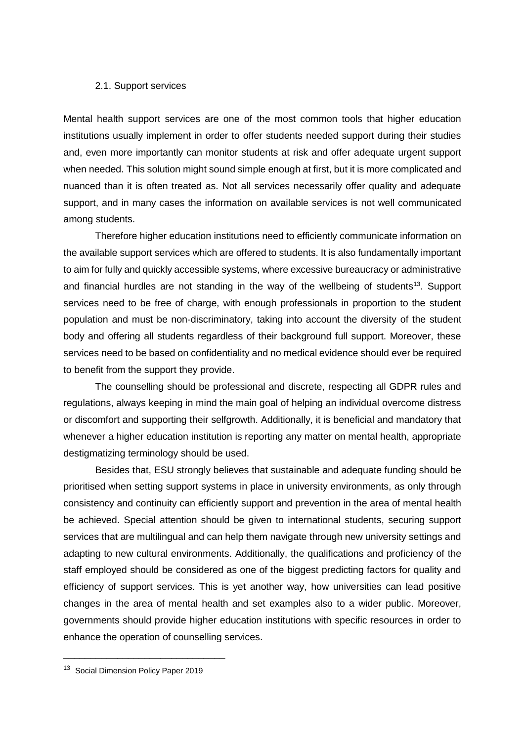### 2.1. Support services

Mental health support services are one of the most common tools that higher education institutions usually implement in order to offer students needed support during their studies and, even more importantly can monitor students at risk and offer adequate urgent support when needed. This solution might sound simple enough at first, but it is more complicated and nuanced than it is often treated as. Not all services necessarily offer quality and adequate support, and in many cases the information on available services is not well communicated among students.

Therefore higher education institutions need to efficiently communicate information on the available support services which are offered to students. It is also fundamentally important to aim for fully and quickly accessible systems, where excessive bureaucracy or administrative and financial hurdles are not standing in the way of the wellbeing of students[13]. Support services need to be free of charge, with enough professionals in proportion to the student population and must be non-discriminatory, taking into account the diversity of the student body and offering all students regardless of their background full support. Moreover, these services need to be based on confidentiality and no medical evidence should ever be required to benefit from the support they provide.

The counselling should be professional and discrete, respecting all GDPR rules and regulations, always keeping in mind the main goal of helping an individual overcome distress or discomfort and supporting their selfgrowth. Additionally, it is beneficial and mandatory that whenever a higher education institution is reporting any matter on mental health, appropriate destigmatizing terminology should be used.

Besides that, ESU strongly believes that sustainable and adequate funding should be prioritised when setting support systems in place in university environments, as only through consistency and continuity can efficiently support and prevention in the area of mental health be achieved. Special attention should be given to international students, securing support services that are multilingual and can help them navigate through new university settings and adapting to new cultural environments. Additionally, the qualifications and proficiency of the staff employed should be considered as one of the biggest predicting factors for quality and efficiency of support services. This is yet another way, how universities can lead positive changes in the area of mental health and set examples also to a wider public. Moreover, governments should provide higher education institutions with specific resources in order to enhance the operation of counselling services.

---

[13] Social Dimension Policy Paper 2019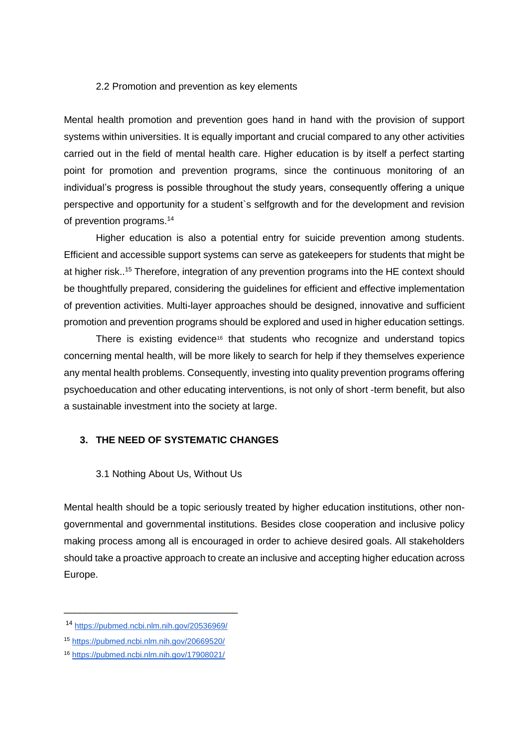### 2.2 Promotion and prevention as key elements

Mental health promotion and prevention goes hand in hand with the provision of support systems within universities. It is equally important and crucial compared to any other activities carried out in the field of mental health care. Higher education is by itself a perfect starting point for promotion and prevention programs, since the continuous monitoring of an individual's progress is possible throughout the study years, consequently offering a unique perspective and opportunity for a student`s selfgrowth and for the development and revision of prevention programs.[14]

Higher education is also a potential entry for suicide prevention among students. Efficient and accessible support systems can serve as gatekeepers for students that might be at higher risk..[15] Therefore, integration of any prevention programs into the HE context should be thoughtfully prepared, considering the guidelines for efficient and effective implementation of prevention activities. Multi-layer approaches should be designed, innovative and sufficient promotion and prevention programs should be explored and used in higher education settings.

There is existing evidence[16] that students who recognize and understand topics concerning mental health, will be more likely to search for help if they themselves experience any mental health problems. Consequently, investing into quality prevention programs offering psychoeducation and other educating interventions, is not only of short -term benefit, but also a sustainable investment into the society at large.

## 3. THE NEED OF SYSTEMATIC CHANGES

### 3.1 Nothing About Us, Without Us

Mental health should be a topic seriously treated by higher education institutions, other non-governmental and governmental institutions. Besides close cooperation and inclusive policy making process among all is encouraged in order to achieve desired goals. All stakeholders should take a proactive approach to create an inclusive and accepting higher education across Europe.

---

[14] https://pubmed.ncbi.nlm.nih.gov/20536969/

[15] https://pubmed.ncbi.nlm.nih.gov/20669520/

[16] https://pubmed.ncbi.nlm.nih.gov/17908021/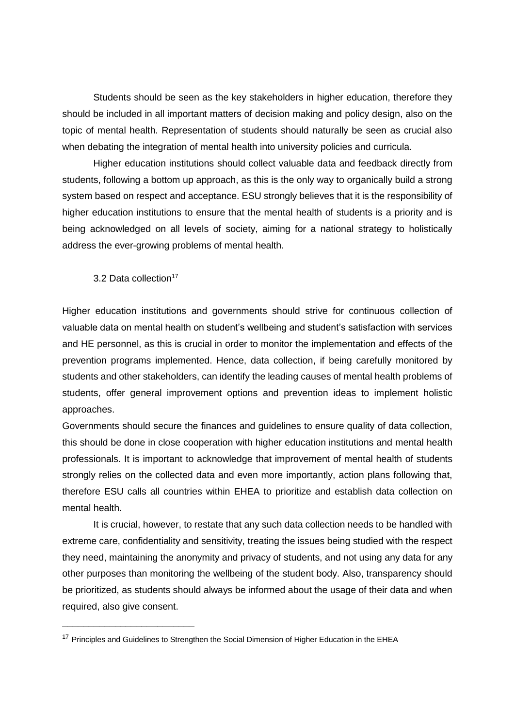Students should be seen as the key stakeholders in higher education, therefore they should be included in all important matters of decision making and policy design, also on the topic of mental health. Representation of students should naturally be seen as crucial also when debating the integration of mental health into university policies and curricula.

Higher education institutions should collect valuable data and feedback directly from students, following a bottom up approach, as this is the only way to organically build a strong system based on respect and acceptance. ESU strongly believes that it is the responsibility of higher education institutions to ensure that the mental health of students is a priority and is being acknowledged on all levels of society, aiming for a national strategy to holistically address the ever-growing problems of mental health.

### 3.2 Data collection[17]

Higher education institutions and governments should strive for continuous collection of valuable data on mental health on student's wellbeing and student's satisfaction with services and HE personnel, as this is crucial in order to monitor the implementation and effects of the prevention programs implemented. Hence, data collection, if being carefully monitored by students and other stakeholders, can identify the leading causes of mental health problems of students, offer general improvement options and prevention ideas to implement holistic approaches.

Governments should secure the finances and guidelines to ensure quality of data collection, this should be done in close cooperation with higher education institutions and mental health professionals. It is important to acknowledge that improvement of mental health of students strongly relies on the collected data and even more importantly, action plans following that, therefore ESU calls all countries within EHEA to prioritize and establish data collection on mental health.

It is crucial, however, to restate that any such data collection needs to be handled with extreme care, confidentiality and sensitivity, treating the issues being studied with the respect they need, maintaining the anonymity and privacy of students, and not using any data for any other purposes than monitoring the wellbeing of the student body. Also, transparency should be prioritized, as students should always be informed about the usage of their data and when required, also give consent.

---

[17] Principles and Guidelines to Strengthen the Social Dimension of Higher Education in the EHEA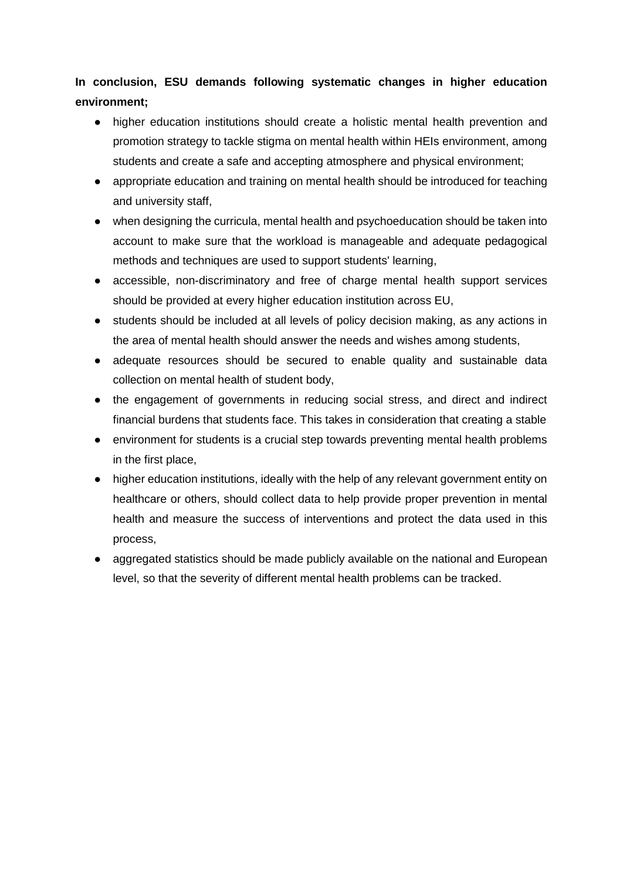**In conclusion, ESU demands following systematic changes in higher education environment;**

- higher education institutions should create a holistic mental health prevention and promotion strategy to tackle stigma on mental health within HEIs environment, among students and create a safe and accepting atmosphere and physical environment;
- appropriate education and training on mental health should be introduced for teaching and university staff,
- when designing the curricula, mental health and psychoeducation should be taken into account to make sure that the workload is manageable and adequate pedagogical methods and techniques are used to support students' learning,
- accessible, non-discriminatory and free of charge mental health support services should be provided at every higher education institution across EU,
- students should be included at all levels of policy decision making, as any actions in the area of mental health should answer the needs and wishes among students,
- adequate resources should be secured to enable quality and sustainable data collection on mental health of student body,
- the engagement of governments in reducing social stress, and direct and indirect financial burdens that students face. This takes in consideration that creating a stable
- environment for students is a crucial step towards preventing mental health problems in the first place,
- higher education institutions, ideally with the help of any relevant government entity on healthcare or others, should collect data to help provide proper prevention in mental health and measure the success of interventions and protect the data used in this process,
- aggregated statistics should be made publicly available on the national and European level, so that the severity of different mental health problems can be tracked.